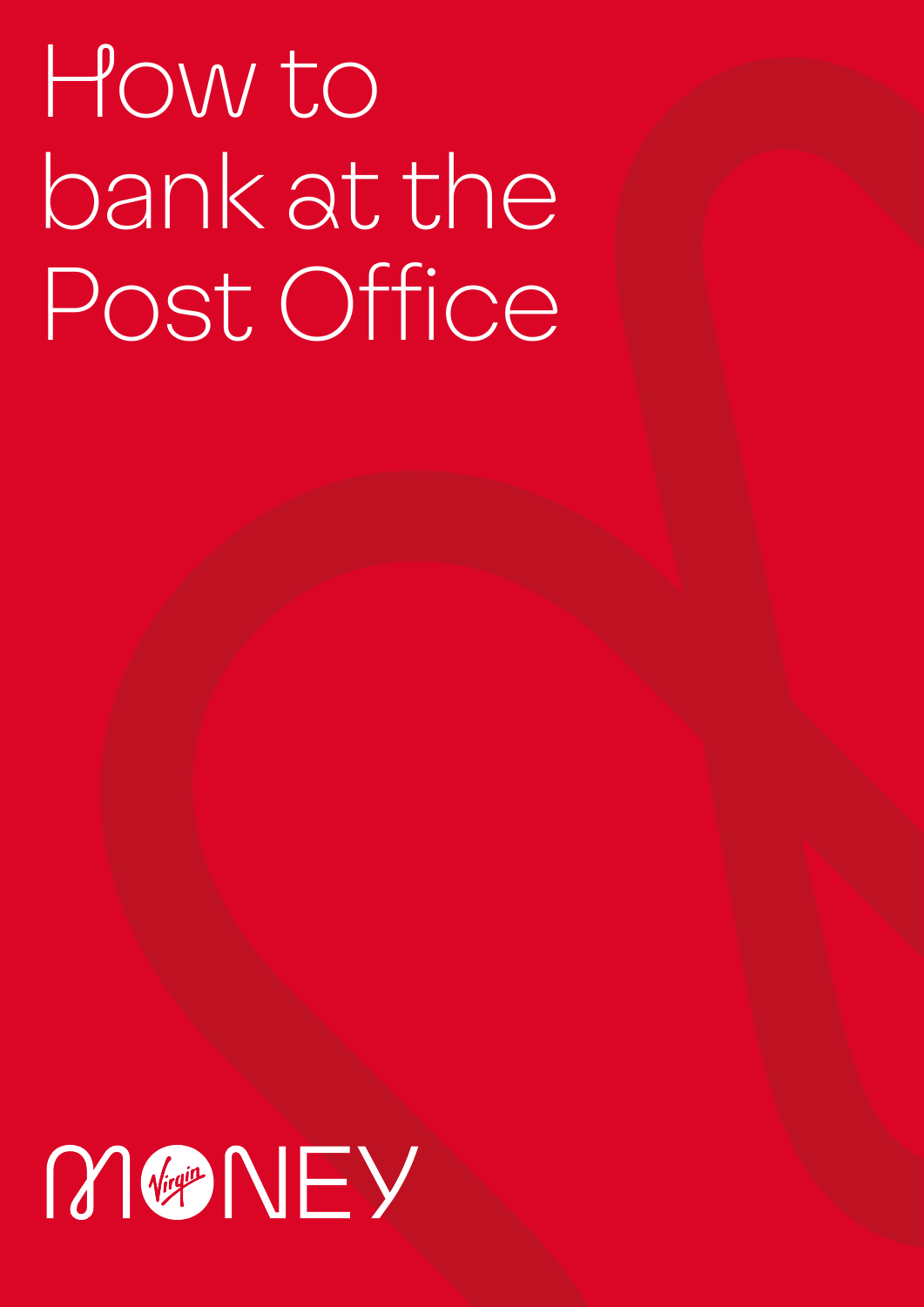# How to bank at the Post Office

MONEY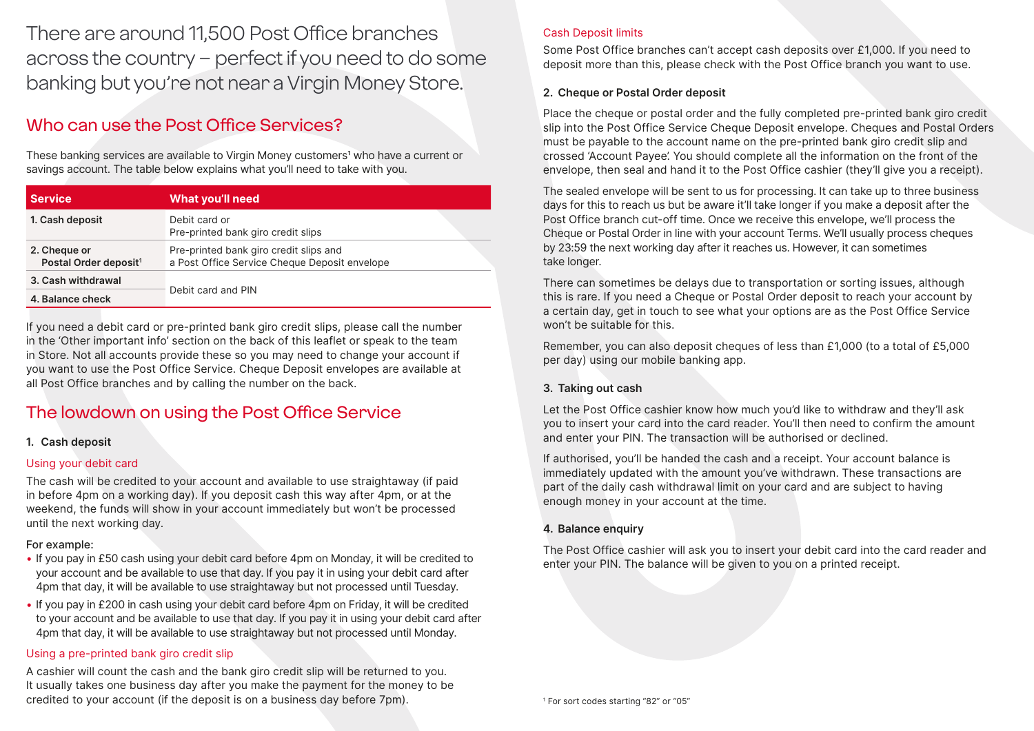# There are around 11,500 Post Office branches across the country – perfect if you need to do some banking but you're not near a Virgin Money Store.

## Who can use the Post Office Services?

These banking services are available to Virgin Money customers[1] who have a current or savings account. The table below explains what you'll need to take with you.

| Service | What you'll need |
|---|---|
| 1. Cash deposit | Debit card or Pre-printed bank giro credit slips |
| 2. Cheque or Postal Order deposit[1] | Pre-printed bank giro credit slips and a Post Office Service Cheque Deposit envelope |
| 3. Cash withdrawal | Debit card and PIN |
| 4. Balance check | Debit card and PIN |

If you need a debit card or pre-printed bank giro credit slips, please call the number in the 'Other important info' section on the back of this leaflet or speak to the team in Store. Not all accounts provide these so you may need to change your account if you want to use the Post Office Service. Cheque Deposit envelopes are available at all Post Office branches and by calling the number on the back.

## The lowdown on using the Post Office Service

### 1. Cash deposit

#### Using your debit card

The cash will be credited to your account and available to use straightaway (if paid in before 4pm on a working day). If you deposit cash this way after 4pm, or at the weekend, the funds will show in your account immediately but won't be processed until the next working day.

For example:

- If you pay in £50 cash using your debit card before 4pm on Monday, it will be credited to your account and be available to use that day. If you pay it in using your debit card after 4pm that day, it will be available to use straightaway but not processed until Tuesday.
- If you pay in £200 in cash using your debit card before 4pm on Friday, it will be credited to your account and be available to use that day. If you pay it in using your debit card after 4pm that day, it will be available to use straightaway but not processed until Monday.

#### Using a pre-printed bank giro credit slip

A cashier will count the cash and the bank giro credit slip will be returned to you. It usually takes one business day after you make the payment for the money to be credited to your account (if the deposit is on a business day before 7pm).

#### Cash Deposit limits

Some Post Office branches can't accept cash deposits over £1,000. If you need to deposit more than this, please check with the Post Office branch you want to use.

### 2. Cheque or Postal Order deposit

Place the cheque or postal order and the fully completed pre-printed bank giro credit slip into the Post Office Service Cheque Deposit envelope. Cheques and Postal Orders must be payable to the account name on the pre-printed bank giro credit slip and crossed 'Account Payee'. You should complete all the information on the front of the envelope, then seal and hand it to the Post Office cashier (they'll give you a receipt).

The sealed envelope will be sent to us for processing. It can take up to three business days for this to reach us but be aware it'll take longer if you make a deposit after the Post Office branch cut-off time. Once we receive this envelope, we'll process the Cheque or Postal Order in line with your account Terms. We'll usually process cheques by 23:59 the next working day after it reaches us. However, it can sometimes take longer.

There can sometimes be delays due to transportation or sorting issues, although this is rare. If you need a Cheque or Postal Order deposit to reach your account by a certain day, get in touch to see what your options are as the Post Office Service won't be suitable for this.

Remember, you can also deposit cheques of less than £1,000 (to a total of £5,000 per day) using our mobile banking app.

### 3. Taking out cash

Let the Post Office cashier know how much you'd like to withdraw and they'll ask you to insert your card into the card reader. You'll then need to confirm the amount and enter your PIN. The transaction will be authorised or declined.

If authorised, you'll be handed the cash and a receipt. Your account balance is immediately updated with the amount you've withdrawn. These transactions are part of the daily cash withdrawal limit on your card and are subject to having enough money in your account at the time.

### 4. Balance enquiry

The Post Office cashier will ask you to insert your debit card into the card reader and enter your PIN. The balance will be given to you on a printed receipt.

[1] For sort codes starting "82" or "05"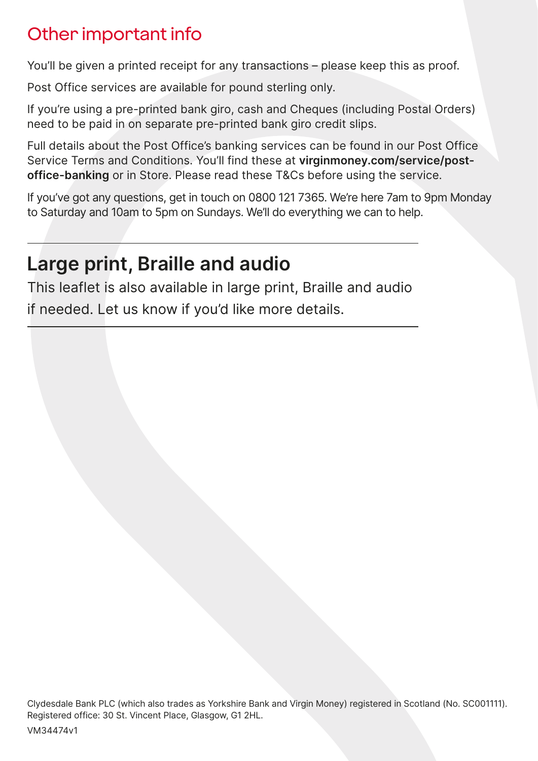## Other important info

You'll be given a printed receipt for any transactions – please keep this as proof.

Post Office services are available for pound sterling only.

If you're using a pre-printed bank giro, cash and Cheques (including Postal Orders) need to be paid in on separate pre-printed bank giro credit slips.

Full details about the Post Office's banking services can be found in our Post Office Service Terms and Conditions. You'll find these at **virginmoney.com/service/post-office-banking** or in Store. Please read these T&Cs before using the service.

If you've got any questions, get in touch on 0800 121 7365. We're here 7am to 9pm Monday to Saturday and 10am to 5pm on Sundays. We'll do everything we can to help.

---

## Large print, Braille and audio

This leaflet is also available in large print, Braille and audio if needed. Let us know if you'd like more details.

---

Clydesdale Bank PLC (which also trades as Yorkshire Bank and Virgin Money) registered in Scotland (No. SC001111). Registered office: 30 St. Vincent Place, Glasgow, G1 2HL.

VM34474v1